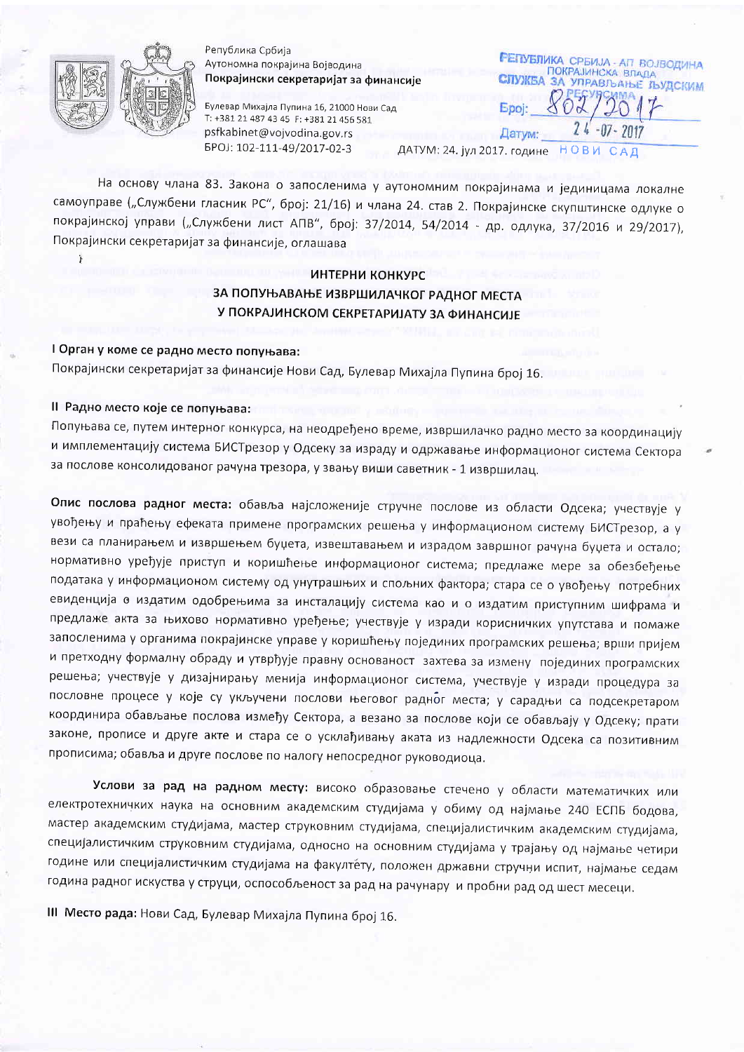Република Србија
Аутономна покрајина Војводина
**Покрајински секретаријат за финансије**

Булевар Михајла Пупина 16, 21000 Нови Сад
Т: +381 21 487 43 45 Ф: +381 21 456 581
psfkabinet@vojvodina.gov.rs
БРОЈ: 102-111-49/2017-02-3 ДАТУМ: 24. јул 2017. године

РЕПУБЛИКА СРБИЈА - АП ВОЈВОДИНА
ПОКРАЈИНСКА ВЛАДА
СЛУЖБА ЗА УПРАВЉАЊЕ ЉУДСКИМ РЕСУРСИМА
Број: 802/2017
Датум: 24-07-2017
НОВИ САД

На основу члана 83. Закона о запосленима у аутономним покрајинама и јединицама локалне самоуправе („Службени гласник РС", број: 21/16) и члана 24. став 2. Покрајинске скупштинске одлуке о покрајинској управи („Службени лист АПВ", број: 37/2014, 54/2014 - др. одлука, 37/2016 и 29/2017), Покрајински секретаријат за финансије, оглашава

## ИНТЕРНИ КОНКУРС
## ЗА ПОПУЊАВАЊЕ ИЗВРШИЛАЧКОГ РАДНОГ МЕСТА
## У ПОКРАЈИНСКОМ СЕКРЕТАРИЈАТУ ЗА ФИНАНСИЈЕ

**I Орган у коме се радно место попуњава:**
Покрајински секретаријат за финансије Нови Сад, Булевар Михајла Пупина број 16.

**II Радно место које се попуњава:**
Попуњава се, путем интерног конкурса, на неодређено време, извршилачко радно место за координацију и имплементацију система БИСТрезор у Одсеку за израду и одржавање информационог система Сектора за послове консолидованог рачуна трезора, у звању виши саветник - 1 извршилац.

**Опис послова радног места:** обавља најсложеније стручне послове из области Одсека; учествује у увођењу и праћењу ефеката примене програмских решења у информационом систему БИСТрезор, а у вези са планирањем и извршењем буџета, извештавањем и израдом завршног рачуна буџета и остало; нормативно уређује приступ и коришћење информационог система; предлаже мере за обезбеђење података у информационом систему од унутрашњих и спољних фактора; стара се о увођењу потребних евиденција о издатим одобрењима за инсталацију система као и о издатим приступним шифрама и предлаже акта за њихово нормативно уређење; учествује у изради корисничких упутстава и помаже запосленима у органима покрајинске управе у коришћењу појединих програмских решења; врши пријем и претходну формалну обраду и утврђује правну основаност захтева за измену појединих програмских решења; учествује у дизајнирању менија информационог система, учествује у изради процедура за пословне процесе у које су укључени послови његовог радног места; у сарадњи са подсекретаром координира обављање послова између Сектора, а везано за послове који се обављају у Одсеку; прати законе, прописе и друге акте и стара се о усклађивању аката из надлежности Одсека са позитивним прописима; обавља и друге послове по налогу непосредног руководиоца.

**Услови за рад на радном месту:** високо образовање стечено у области математичких или електротехничких наука на основним академским студијама у обиму од најмање 240 ЕСПБ бодова, мастер академским студијама, мастер струковним студијама, специјалистичким академским студијама, специјалистичким струковним студијама, односно на основним студијама у трајању од најмање четири године или специјалистичким студијама на факултету, положен државни стручни испит, најмање седам година радног искуства у струци, оспособљеност за рад на рачунару и пробни рад од шест месеци.

**III Место рада:** Нови Сад, Булевар Михајла Пупина број 16.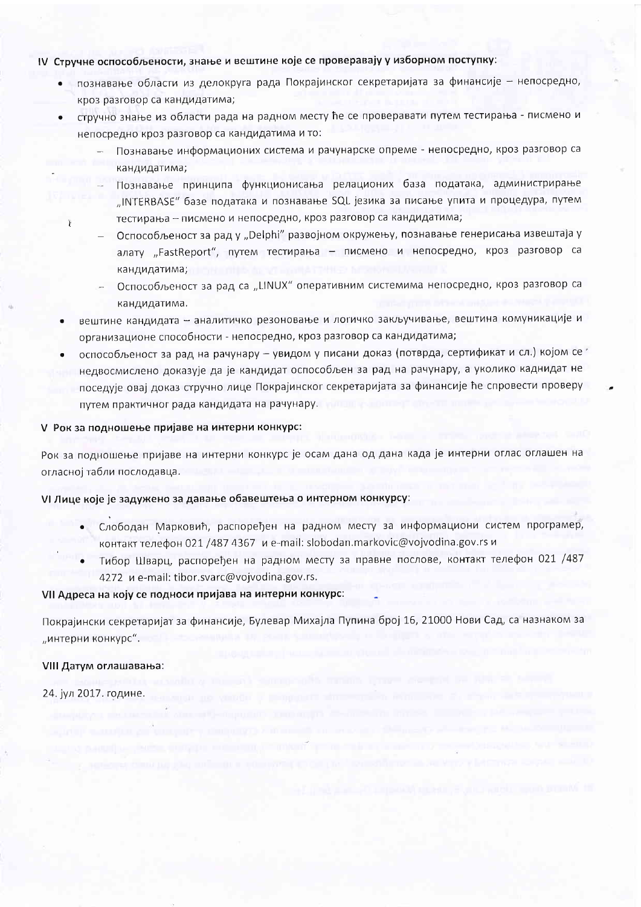## IV Стручне оспособљености, знање и вештине које се проверавају у изборном поступку:

- познавање области из делокруга рада Покрајинског секретаријата за финансије – непосредно, кроз разговор са кандидатима;
- стручно знање из области рада на радном месту ће се проверавати путем тестирања - писмено и непосредно кроз разговор са кандидатима и то:
  - Познавање информационих система и рачунарске опреме - непосредно, кроз разговор са кандидатима;
  - Познавање принципа функционисања релационих база података, администрирање „INTERBASE" базе података и познавање SQL језика за писање упита и процедура, путем тестирања – писмено и непосредно, кроз разговор са кандидатима;
  - Оспособљеност за рад у „Delphi" развојном окружењу, познавање генерисања извештаја у алату „FastReport", путем тестирања – писмено и непосредно, кроз разговор са кандидатима;
  - Оспособљеност за рад са „LINUX" оперативним системима непосредно, кроз разговор са кандидатима.
- вештине кандидата – аналитичко резоновање и логичко закључивање, вештина комуникације и организационе способности - непосредно, кроз разговор са кандидатима;
- оспособљеност за рад на рачунару – увидом у писани доказ (потврда, сертификат и сл.) којом се недвосмислено доказује да је кандидат оспособљен за рад на рачунару, а уколико каднидат не поседује овај доказ стручно лице Покрајинског секретаријата за финансије ће спровести проверу путем практичног рада кандидата на рачунару.

## V Рок за подношење пријаве на интерни конкурс:

Рок за подношење пријаве на интерни конкурс је осам дана од дана када је интерни оглас оглашен на огласној табли послодавца.

## VI Лице које је задужено за давање обавештења о интерном конкурсу:

- Слободан Марковић, распоређен на радном месту за информациони систем програмер, контакт телефон 021 /487 4367 и e-mail: slobodan.markovic@vojvodina.gov.rs и
- Тибор Шварц, распоређен на радном месту за правне послове, контакт телефон 021 /487 4272 и e-mail: tibor.svarc@vojvodina.gov.rs.

## VII Адреса на коју се подноси пријава на интерни конкурс:

Покрајински секретаријат за финансије, Булевар Михајла Пупина број 16, 21000 Нови Сад, са назнаком за „интерни конкурс".

## VIII Датум оглашавања:

24. јул 2017. године.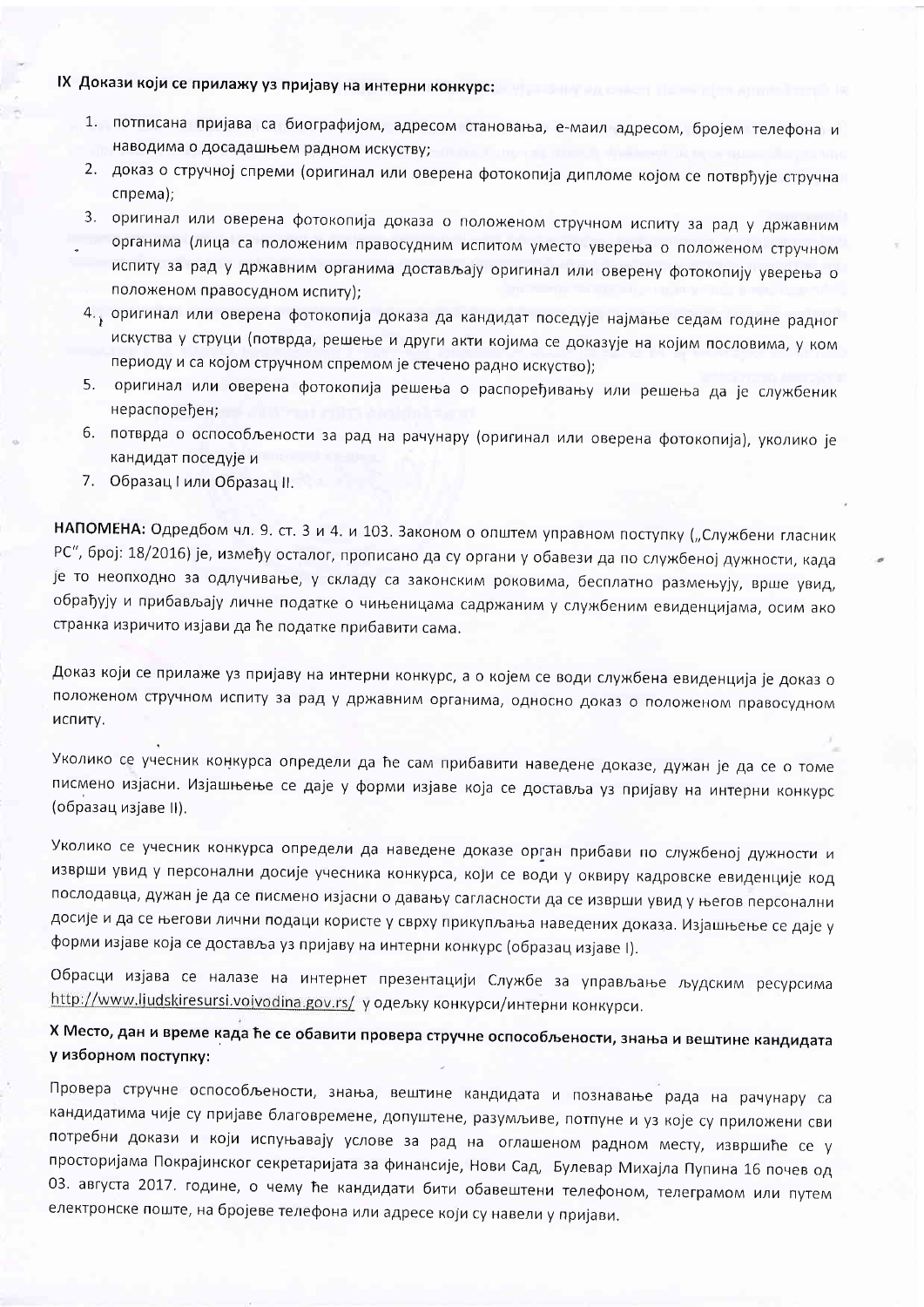## IX Докази који се прилажу уз пријаву на интерни конкурс:

1. потписана пријава са биографијом, адресом становања, е-маил адресом, бројем телефона и наводима о досадашњем радном искуству;
2. доказ о стручној спреми (оригинал или оверена фотокопија дипломе којом се потврђује стручна спрема);
3. оригинал или оверена фотокопија доказа о положеном стручном испиту за рад у државним органима (лица са положеним правосудним испитом уместо уверења о положеном стручном испиту за рад у државним органима достављају оригинал или оверену фотокопију уверења о положеном правосудном испиту);
4. оригинал или оверена фотокопија доказа да кандидат поседује најмање седам године радног искуства у струци (потврда, решење и други акти којима се доказује на којим пословима, у ком периоду и са којом стручном спремом је стечено радно искуство);
5. оригинал или оверена фотокопија решења о распоређивању или решења да је службеник нераспоређен;
6. потврда о оспособљености за рад на рачунару (оригинал или оверена фотокопија), уколико је кандидат поседује и
7. Образац I или Образац II.

**НАПОМЕНА:** Одредбом чл. 9. ст. 3 и 4. и 103. Законом о општем управном поступку („Службени гласник РС", број: 18/2016) је, између осталог, прописано да су органи у обавези да по службеној дужности, када је то неопходно за одлучивање, у складу са законским роковима, бесплатно размењују, врше увид, обрађују и прибављају личне податке о чињеницама садржаним у службеним евиденцијама, осим ако странка изричито изјави да ће податке прибавити сама.

Доказ који се прилаже уз пријаву на интерни конкурс, а о којем се води службена евиденција је доказ о положеном стручном испиту за рад у државним органима, односно доказ о положеном правосудном испиту.

Уколико се учесник конкурса определи да ће сам прибавити наведене доказе, дужан је да се о томе писмено изјасни. Изјашњење се даје у форми изјаве која се доставља уз пријаву на интерни конкурс (образац изјаве II).

Уколико се учесник конкурса определи да наведене доказе орган прибави по службеној дужности и изврши увид у персонални досије учесника конкурса, који се води у оквиру кадровске евиденције код послодавца, дужан је да се писмено изјасни о давању сагласности да се изврши увид у његов персонални досије и да се његови лични подаци користе у сврху прикупљања наведених доказа. Изјашњење се даје у форми изјаве која се доставља уз пријаву на интерни конкурс (образац изјаве I).

Обрасци изјава се налазе на интернет презентацији Службе за управљање људским ресурсима http://www.ljudskiresursi.vojvodina.gov.rs/ у одељку конкурси/интерни конкурси.

## X Место, дан и време када ће се обавити провера стручне оспособљености, знања и вештине кандидата у изборном поступку:

Провера стручне оспособљености, знања, вештине кандидата и познавање рада на рачунару са кандидатима чије су пријаве благовремене, допуштене, разумљиве, потпуне и уз које су приложени сви потребни докази и који испуњавају услове за рад на оглашеном радном месту, извршиће се у просторијама Покрајинског секретаријата за финансије, Нови Сад, Булевар Михајла Пупина 16 почев од 03. августа 2017. године, о чему ће кандидати бити обавештени телефоном, телеграмом или путем електронске поште, на бројеве телефона или адресе који су навели у пријави.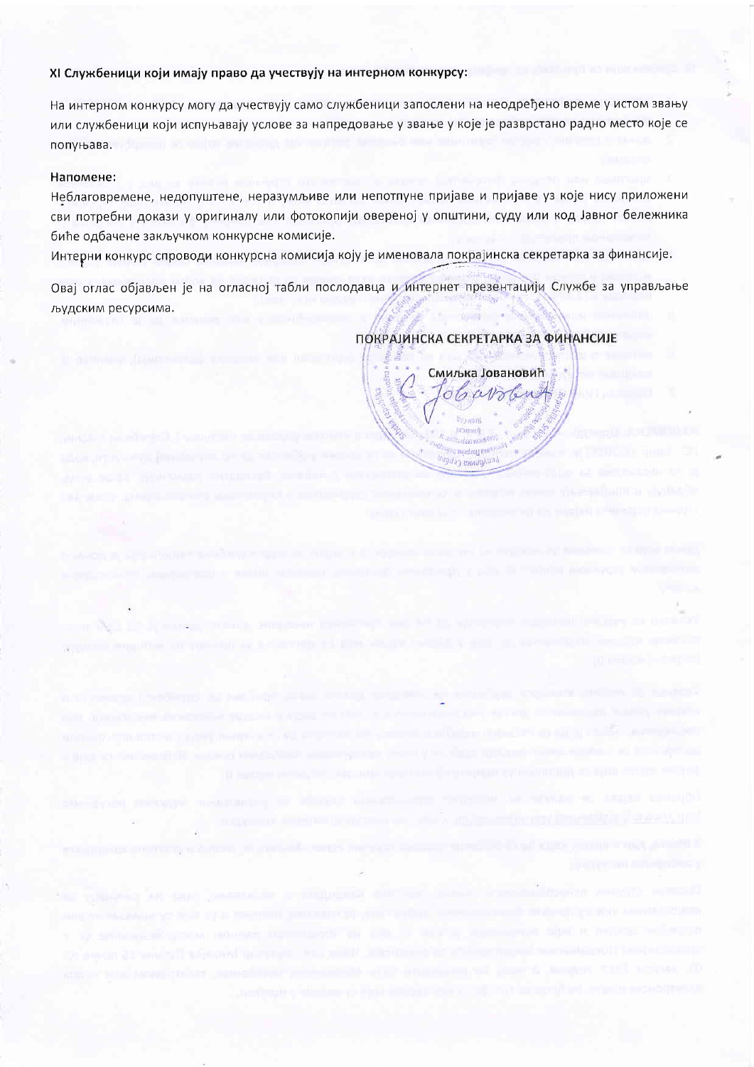**XI Службеници који имају право да учествују на интерном конкурсу:**

На интерном конкурсу могу да учествују само службеници запослени на неодређено време у истом звању или службеници који испуњавају услове за напредовање у звање у које је разврстано радно место које се попуњава.

Напомене:

Неблаговремене, недопуштене, неразумљиве или непотпуне пријаве и пријаве уз које нису приложени сви потребни докази у оригиналу или фотокопији овереној у општини, суду или код Јавног бележника биће одбачене закључком конкурсне комисије.

Интерни конкурс спроводи конкурсна комисија коју је именовала покрајинска секретарка за финансије.

Овај оглас објављен је на огласној табли послодавца и интернет презентацији Службе за управљање људским ресурсима.

ПОКРАЈИНСКА СЕКРЕТАРКА ЗА ФИНАНСИЈЕ

Смиљка Јовановић